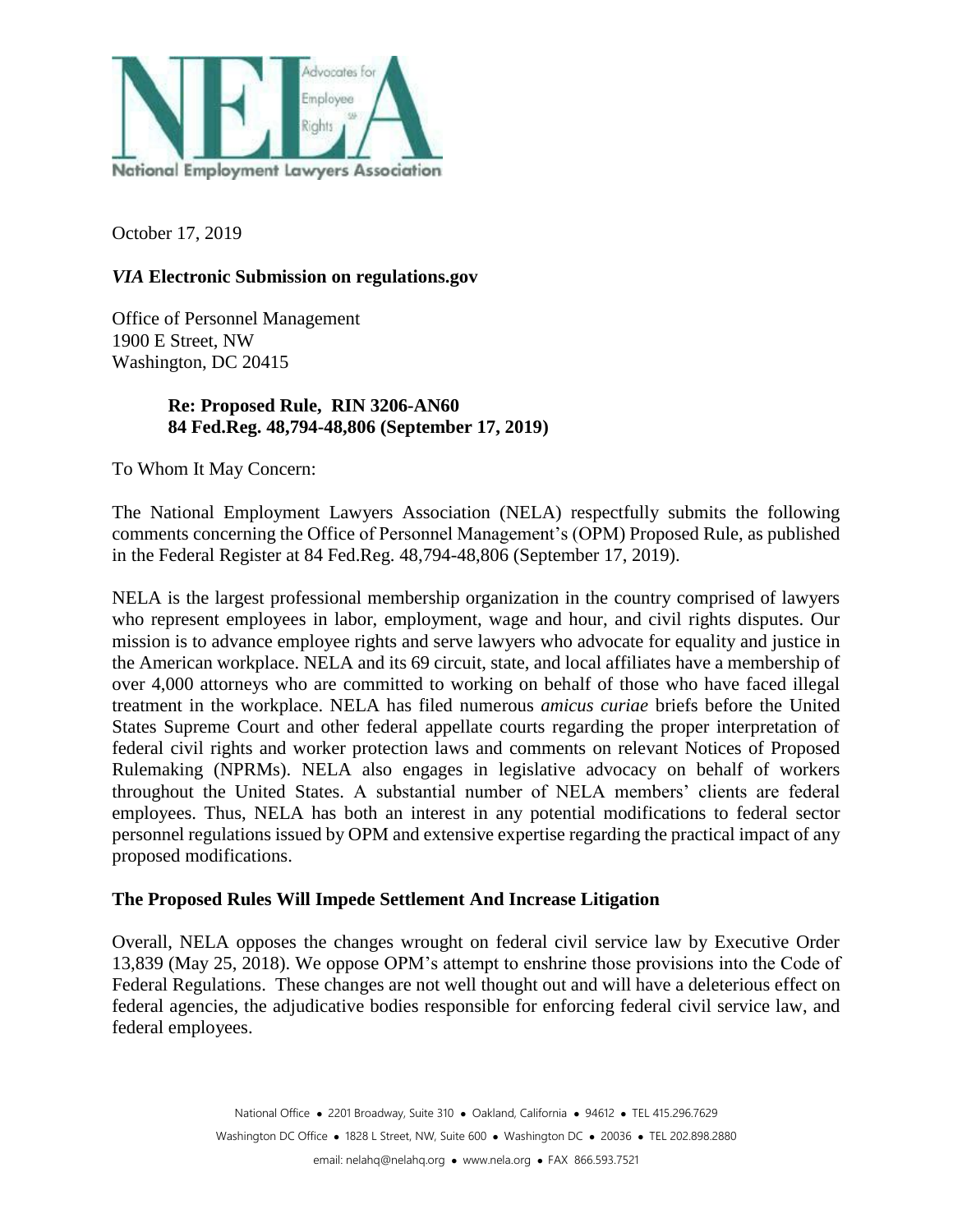National Employment Lawyers Association

Advocates for Employee Rights

October 17, 2019

***VIA*** **Electronic Submission on regulations.gov**

Office of Personnel Management
1900 E Street, NW
Washington, DC 20415

> **Re: Proposed Rule, RIN 3206-AN60**
> **84 Fed.Reg. 48,794-48,806 (September 17, 2019)**

To Whom It May Concern:

The National Employment Lawyers Association (NELA) respectfully submits the following comments concerning the Office of Personnel Management's (OPM) Proposed Rule, as published in the Federal Register at 84 Fed.Reg. 48,794-48,806 (September 17, 2019).

NELA is the largest professional membership organization in the country comprised of lawyers who represent employees in labor, employment, wage and hour, and civil rights disputes. Our mission is to advance employee rights and serve lawyers who advocate for equality and justice in the American workplace. NELA and its 69 circuit, state, and local affiliates have a membership of over 4,000 attorneys who are committed to working on behalf of those who have faced illegal treatment in the workplace. NELA has filed numerous *amicus curiae* briefs before the United States Supreme Court and other federal appellate courts regarding the proper interpretation of federal civil rights and worker protection laws and comments on relevant Notices of Proposed Rulemaking (NPRMs). NELA also engages in legislative advocacy on behalf of workers throughout the United States. A substantial number of NELA members' clients are federal employees. Thus, NELA has both an interest in any potential modifications to federal sector personnel regulations issued by OPM and extensive expertise regarding the practical impact of any proposed modifications.

## The Proposed Rules Will Impede Settlement And Increase Litigation

Overall, NELA opposes the changes wrought on federal civil service law by Executive Order 13,839 (May 25, 2018). We oppose OPM's attempt to enshrine those provisions into the Code of Federal Regulations. These changes are not well thought out and will have a deleterious effect on federal agencies, the adjudicative bodies responsible for enforcing federal civil service law, and federal employees.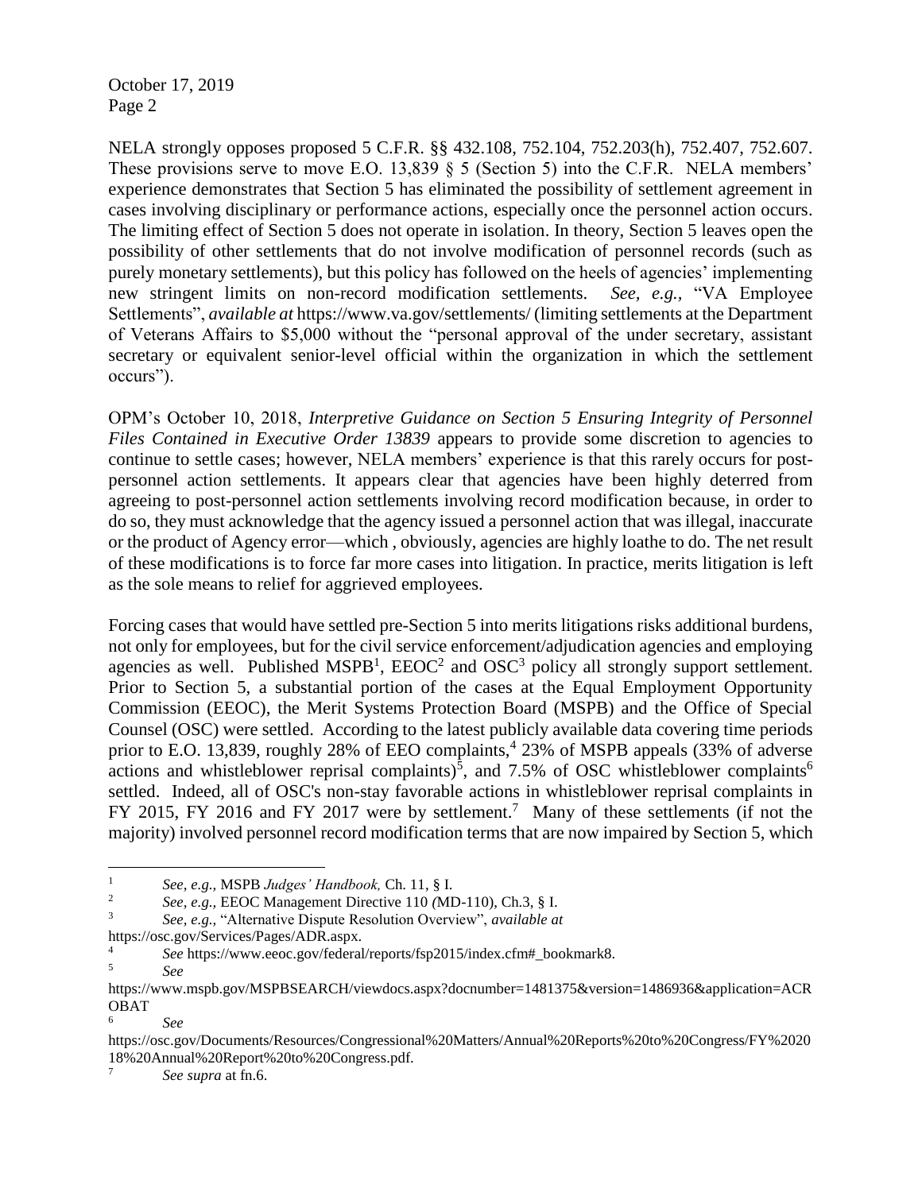NELA strongly opposes proposed 5 C.F.R. §§ 432.108, 752.104, 752.203(h), 752.407, 752.607. These provisions serve to move E.O. 13,839 § 5 (Section 5) into the C.F.R. NELA members' experience demonstrates that Section 5 has eliminated the possibility of settlement agreement in cases involving disciplinary or performance actions, especially once the personnel action occurs. The limiting effect of Section 5 does not operate in isolation. In theory, Section 5 leaves open the possibility of other settlements that do not involve modification of personnel records (such as purely monetary settlements), but this policy has followed on the heels of agencies' implementing new stringent limits on non-record modification settlements. *See, e.g.,* "VA Employee Settlements", *available at* https://www.va.gov/settlements/ (limiting settlements at the Department of Veterans Affairs to $5,000 without the "personal approval of the under secretary, assistant secretary or equivalent senior-level official within the organization in which the settlement occurs").

OPM's October 10, 2018, *Interpretive Guidance on Section 5 Ensuring Integrity of Personnel Files Contained in Executive Order 13839* appears to provide some discretion to agencies to continue to settle cases; however, NELA members' experience is that this rarely occurs for post-personnel action settlements. It appears clear that agencies have been highly deterred from agreeing to post-personnel action settlements involving record modification because, in order to do so, they must acknowledge that the agency issued a personnel action that was illegal, inaccurate or the product of Agency error—which , obviously, agencies are highly loathe to do. The net result of these modifications is to force far more cases into litigation. In practice, merits litigation is left as the sole means to relief for aggrieved employees.

Forcing cases that would have settled pre-Section 5 into merits litigations risks additional burdens, not only for employees, but for the civil service enforcement/adjudication agencies and employing agencies as well. Published MSPB[1], EEOC[2] and OSC[3] policy all strongly support settlement. Prior to Section 5, a substantial portion of the cases at the Equal Employment Opportunity Commission (EEOC), the Merit Systems Protection Board (MSPB) and the Office of Special Counsel (OSC) were settled. According to the latest publicly available data covering time periods prior to E.O. 13,839, roughly 28% of EEO complaints,[4] 23% of MSPB appeals (33% of adverse actions and whistleblower reprisal complaints)[5], and 7.5% of OSC whistleblower complaints[6] settled. Indeed, all of OSC's non-stay favorable actions in whistleblower reprisal complaints in FY 2015, FY 2016 and FY 2017 were by settlement.[7] Many of these settlements (if not the majority) involved personnel record modification terms that are now impaired by Section 5, which

---

[1] *See, e.g.,* MSPB *Judges' Handbook,* Ch. 11, § I.

[2] *See, e.g.,* EEOC Management Directive 110 *(*MD-110), Ch.3, § I.

[3] *See, e.g.,* "Alternative Dispute Resolution Overview", *available at* https://osc.gov/Services/Pages/ADR.aspx.

[4] *See* https://www.eeoc.gov/federal/reports/fsp2015/index.cfm#_bookmark8.

[5] *See* https://www.mspb.gov/MSPBSEARCH/viewdocs.aspx?docnumber=1481375&version=1486936&application=ACROBAT

[6] *See* https://osc.gov/Documents/Resources/Congressional%20Matters/Annual%20Reports%20to%20Congress/FY%202018%20Annual%20Report%20to%20Congress.pdf.

[7] *See supra* at fn.6.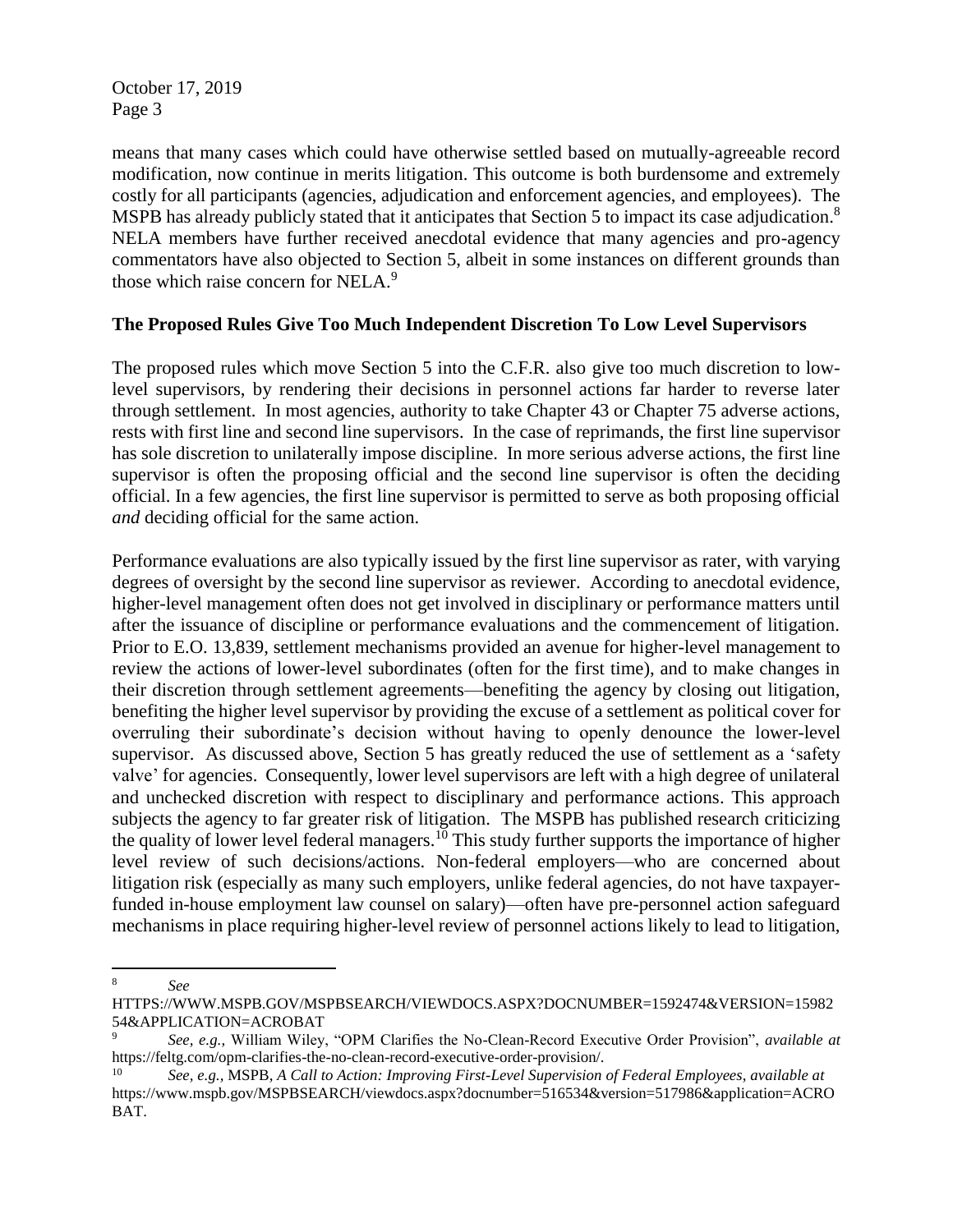means that many cases which could have otherwise settled based on mutually-agreeable record modification, now continue in merits litigation. This outcome is both burdensome and extremely costly for all participants (agencies, adjudication and enforcement agencies, and employees). The MSPB has already publicly stated that it anticipates that Section 5 to impact its case adjudication.[8] NELA members have further received anecdotal evidence that many agencies and pro-agency commentators have also objected to Section 5, albeit in some instances on different grounds than those which raise concern for NELA.[9]

**The Proposed Rules Give Too Much Independent Discretion To Low Level Supervisors**

The proposed rules which move Section 5 into the C.F.R. also give too much discretion to low-level supervisors, by rendering their decisions in personnel actions far harder to reverse later through settlement. In most agencies, authority to take Chapter 43 or Chapter 75 adverse actions, rests with first line and second line supervisors. In the case of reprimands, the first line supervisor has sole discretion to unilaterally impose discipline. In more serious adverse actions, the first line supervisor is often the proposing official and the second line supervisor is often the deciding official. In a few agencies, the first line supervisor is permitted to serve as both proposing official *and* deciding official for the same action.

Performance evaluations are also typically issued by the first line supervisor as rater, with varying degrees of oversight by the second line supervisor as reviewer. According to anecdotal evidence, higher-level management often does not get involved in disciplinary or performance matters until after the issuance of discipline or performance evaluations and the commencement of litigation. Prior to E.O. 13,839, settlement mechanisms provided an avenue for higher-level management to review the actions of lower-level subordinates (often for the first time), and to make changes in their discretion through settlement agreements—benefiting the agency by closing out litigation, benefiting the higher level supervisor by providing the excuse of a settlement as political cover for overruling their subordinate's decision without having to openly denounce the lower-level supervisor. As discussed above, Section 5 has greatly reduced the use of settlement as a 'safety valve' for agencies. Consequently, lower level supervisors are left with a high degree of unilateral and unchecked discretion with respect to disciplinary and performance actions. This approach subjects the agency to far greater risk of litigation. The MSPB has published research criticizing the quality of lower level federal managers.[10] This study further supports the importance of higher level review of such decisions/actions. Non-federal employers—who are concerned about litigation risk (especially as many such employers, unlike federal agencies, do not have taxpayer-funded in-house employment law counsel on salary)—often have pre-personnel action safeguard mechanisms in place requiring higher-level review of personnel actions likely to lead to litigation,

---

[8] *See* HTTPS://WWW.MSPB.GOV/MSPBSEARCH/VIEWDOCS.ASPX?DOCNUMBER=1592474&VERSION=1598254&APPLICATION=ACROBAT

[9] *See, e.g.,* William Wiley, "OPM Clarifies the No-Clean-Record Executive Order Provision", *available at* https://feltg.com/opm-clarifies-the-no-clean-record-executive-order-provision/.

[10] *See, e.g.,* MSPB, *A Call to Action: Improving First-Level Supervision of Federal Employees, available at* https://www.mspb.gov/MSPBSEARCH/viewdocs.aspx?docnumber=516534&version=517986&application=ACROBAT.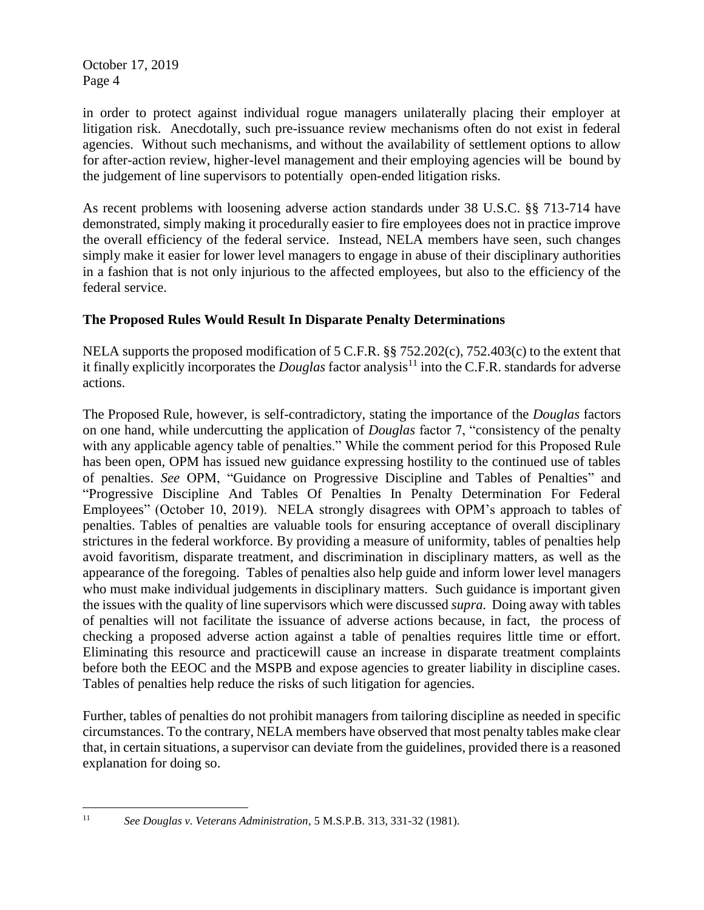in order to protect against individual rogue managers unilaterally placing their employer at litigation risk. Anecdotally, such pre-issuance review mechanisms often do not exist in federal agencies. Without such mechanisms, and without the availability of settlement options to allow for after-action review, higher-level management and their employing agencies will be bound by the judgement of line supervisors to potentially open-ended litigation risks.

As recent problems with loosening adverse action standards under 38 U.S.C. §§ 713-714 have demonstrated, simply making it procedurally easier to fire employees does not in practice improve the overall efficiency of the federal service. Instead, NELA members have seen, such changes simply make it easier for lower level managers to engage in abuse of their disciplinary authorities in a fashion that is not only injurious to the affected employees, but also to the efficiency of the federal service.

**The Proposed Rules Would Result In Disparate Penalty Determinations**

NELA supports the proposed modification of 5 C.F.R. §§ 752.202(c), 752.403(c) to the extent that it finally explicitly incorporates the *Douglas* factor analysis[11] into the C.F.R. standards for adverse actions.

The Proposed Rule, however, is self-contradictory, stating the importance of the *Douglas* factors on one hand, while undercutting the application of *Douglas* factor 7, "consistency of the penalty with any applicable agency table of penalties." While the comment period for this Proposed Rule has been open, OPM has issued new guidance expressing hostility to the continued use of tables of penalties. *See* OPM, "Guidance on Progressive Discipline and Tables of Penalties" and "Progressive Discipline And Tables Of Penalties In Penalty Determination For Federal Employees" (October 10, 2019). NELA strongly disagrees with OPM's approach to tables of penalties. Tables of penalties are valuable tools for ensuring acceptance of overall disciplinary strictures in the federal workforce. By providing a measure of uniformity, tables of penalties help avoid favoritism, disparate treatment, and discrimination in disciplinary matters, as well as the appearance of the foregoing. Tables of penalties also help guide and inform lower level managers who must make individual judgements in disciplinary matters. Such guidance is important given the issues with the quality of line supervisors which were discussed *supra.* Doing away with tables of penalties will not facilitate the issuance of adverse actions because, in fact, the process of checking a proposed adverse action against a table of penalties requires little time or effort. Eliminating this resource and practicewill cause an increase in disparate treatment complaints before both the EEOC and the MSPB and expose agencies to greater liability in discipline cases. Tables of penalties help reduce the risks of such litigation for agencies.

Further, tables of penalties do not prohibit managers from tailoring discipline as needed in specific circumstances. To the contrary, NELA members have observed that most penalty tables make clear that, in certain situations, a supervisor can deviate from the guidelines, provided there is a reasoned explanation for doing so.

---

[11] *See Douglas v. Veterans Administration*, 5 M.S.P.B. 313, 331-32 (1981).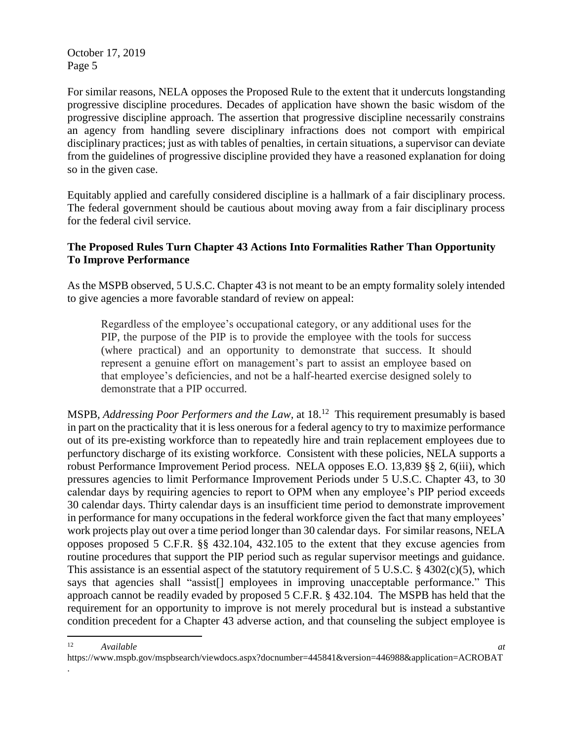For similar reasons, NELA opposes the Proposed Rule to the extent that it undercuts longstanding progressive discipline procedures. Decades of application have shown the basic wisdom of the progressive discipline approach. The assertion that progressive discipline necessarily constrains an agency from handling severe disciplinary infractions does not comport with empirical disciplinary practices; just as with tables of penalties, in certain situations, a supervisor can deviate from the guidelines of progressive discipline provided they have a reasoned explanation for doing so in the given case.

Equitably applied and carefully considered discipline is a hallmark of a fair disciplinary process. The federal government should be cautious about moving away from a fair disciplinary process for the federal civil service.

**The Proposed Rules Turn Chapter 43 Actions Into Formalities Rather Than Opportunity To Improve Performance**

As the MSPB observed, 5 U.S.C. Chapter 43 is not meant to be an empty formality solely intended to give agencies a more favorable standard of review on appeal:

> Regardless of the employee's occupational category, or any additional uses for the PIP, the purpose of the PIP is to provide the employee with the tools for success (where practical) and an opportunity to demonstrate that success. It should represent a genuine effort on management's part to assist an employee based on that employee's deficiencies, and not be a half-hearted exercise designed solely to demonstrate that a PIP occurred.

MSPB, *Addressing Poor Performers and the Law*, at 18.[12] This requirement presumably is based in part on the practicality that it is less onerous for a federal agency to try to maximize performance out of its pre-existing workforce than to repeatedly hire and train replacement employees due to perfunctory discharge of its existing workforce. Consistent with these policies, NELA supports a robust Performance Improvement Period process. NELA opposes E.O. 13,839 §§ 2, 6(iii), which pressures agencies to limit Performance Improvement Periods under 5 U.S.C. Chapter 43, to 30 calendar days by requiring agencies to report to OPM when any employee's PIP period exceeds 30 calendar days. Thirty calendar days is an insufficient time period to demonstrate improvement in performance for many occupations in the federal workforce given the fact that many employees' work projects play out over a time period longer than 30 calendar days. For similar reasons, NELA opposes proposed 5 C.F.R. §§ 432.104, 432.105 to the extent that they excuse agencies from routine procedures that support the PIP period such as regular supervisor meetings and guidance. This assistance is an essential aspect of the statutory requirement of 5 U.S.C. § 4302(c)(5), which says that agencies shall "assist[] employees in improving unacceptable performance." This approach cannot be readily evaded by proposed 5 C.F.R. § 432.104. The MSPB has held that the requirement for an opportunity to improve is not merely procedural but is instead a substantive condition precedent for a Chapter 43 adverse action, and that counseling the subject employee is

---

[12] *Available at* https://www.mspb.gov/mspbsearch/viewdocs.aspx?docnumber=445841&version=446988&application=ACROBAT.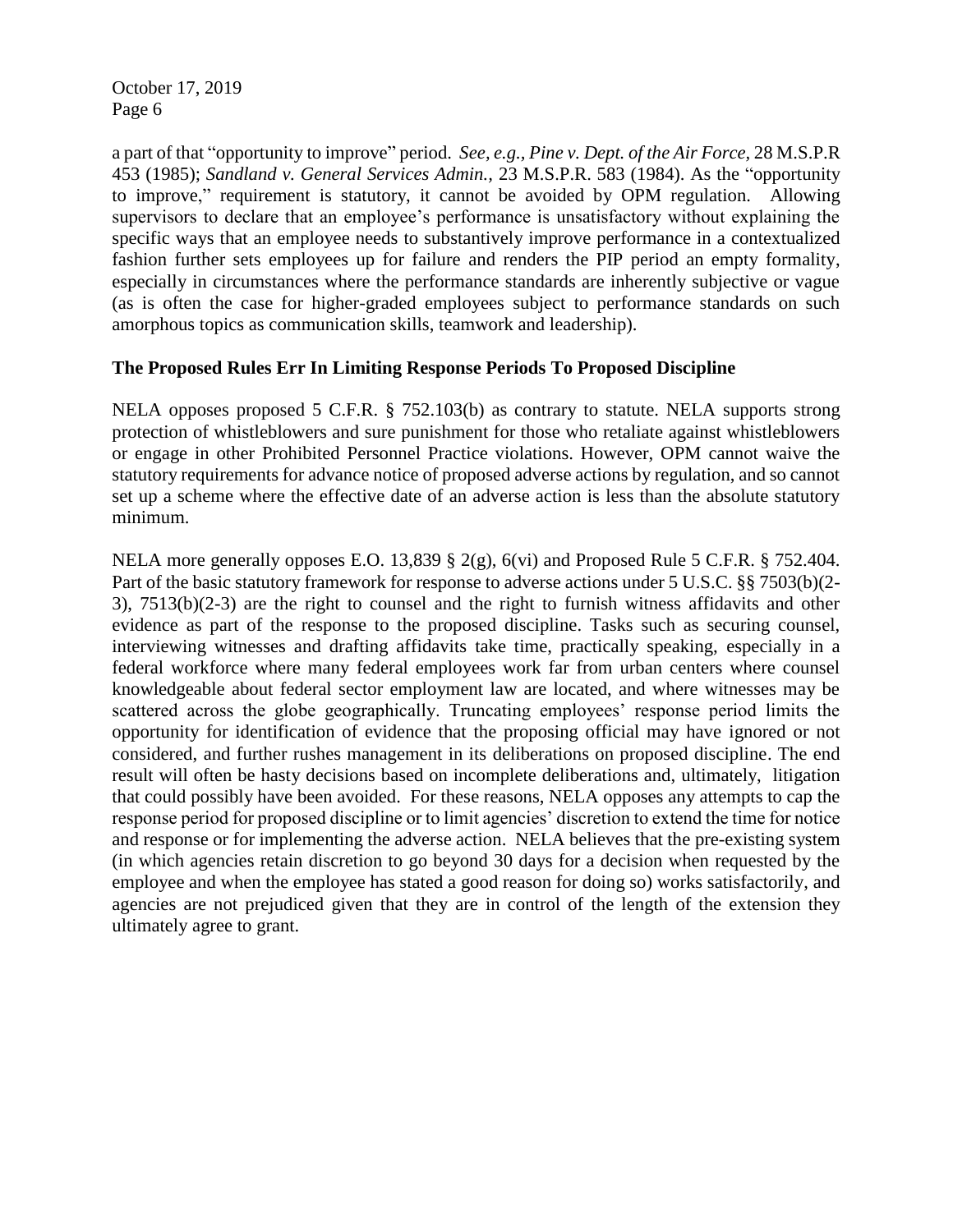a part of that "opportunity to improve" period. *See, e.g., Pine v. Dept. of the Air Force,* 28 M.S.P.R 453 (1985); *Sandland v. General Services Admin.,* 23 M.S.P.R. 583 (1984). As the "opportunity to improve," requirement is statutory, it cannot be avoided by OPM regulation. Allowing supervisors to declare that an employee's performance is unsatisfactory without explaining the specific ways that an employee needs to substantively improve performance in a contextualized fashion further sets employees up for failure and renders the PIP period an empty formality, especially in circumstances where the performance standards are inherently subjective or vague (as is often the case for higher-graded employees subject to performance standards on such amorphous topics as communication skills, teamwork and leadership).

**The Proposed Rules Err In Limiting Response Periods To Proposed Discipline**

NELA opposes proposed 5 C.F.R. § 752.103(b) as contrary to statute. NELA supports strong protection of whistleblowers and sure punishment for those who retaliate against whistleblowers or engage in other Prohibited Personnel Practice violations. However, OPM cannot waive the statutory requirements for advance notice of proposed adverse actions by regulation, and so cannot set up a scheme where the effective date of an adverse action is less than the absolute statutory minimum.

NELA more generally opposes E.O. 13,839 § 2(g), 6(vi) and Proposed Rule 5 C.F.R. § 752.404. Part of the basic statutory framework for response to adverse actions under 5 U.S.C. §§ 7503(b)(2-3), 7513(b)(2-3) are the right to counsel and the right to furnish witness affidavits and other evidence as part of the response to the proposed discipline. Tasks such as securing counsel, interviewing witnesses and drafting affidavits take time, practically speaking, especially in a federal workforce where many federal employees work far from urban centers where counsel knowledgeable about federal sector employment law are located, and where witnesses may be scattered across the globe geographically. Truncating employees' response period limits the opportunity for identification of evidence that the proposing official may have ignored or not considered, and further rushes management in its deliberations on proposed discipline. The end result will often be hasty decisions based on incomplete deliberations and, ultimately, litigation that could possibly have been avoided. For these reasons, NELA opposes any attempts to cap the response period for proposed discipline or to limit agencies' discretion to extend the time for notice and response or for implementing the adverse action. NELA believes that the pre-existing system (in which agencies retain discretion to go beyond 30 days for a decision when requested by the employee and when the employee has stated a good reason for doing so) works satisfactorily, and agencies are not prejudiced given that they are in control of the length of the extension they ultimately agree to grant.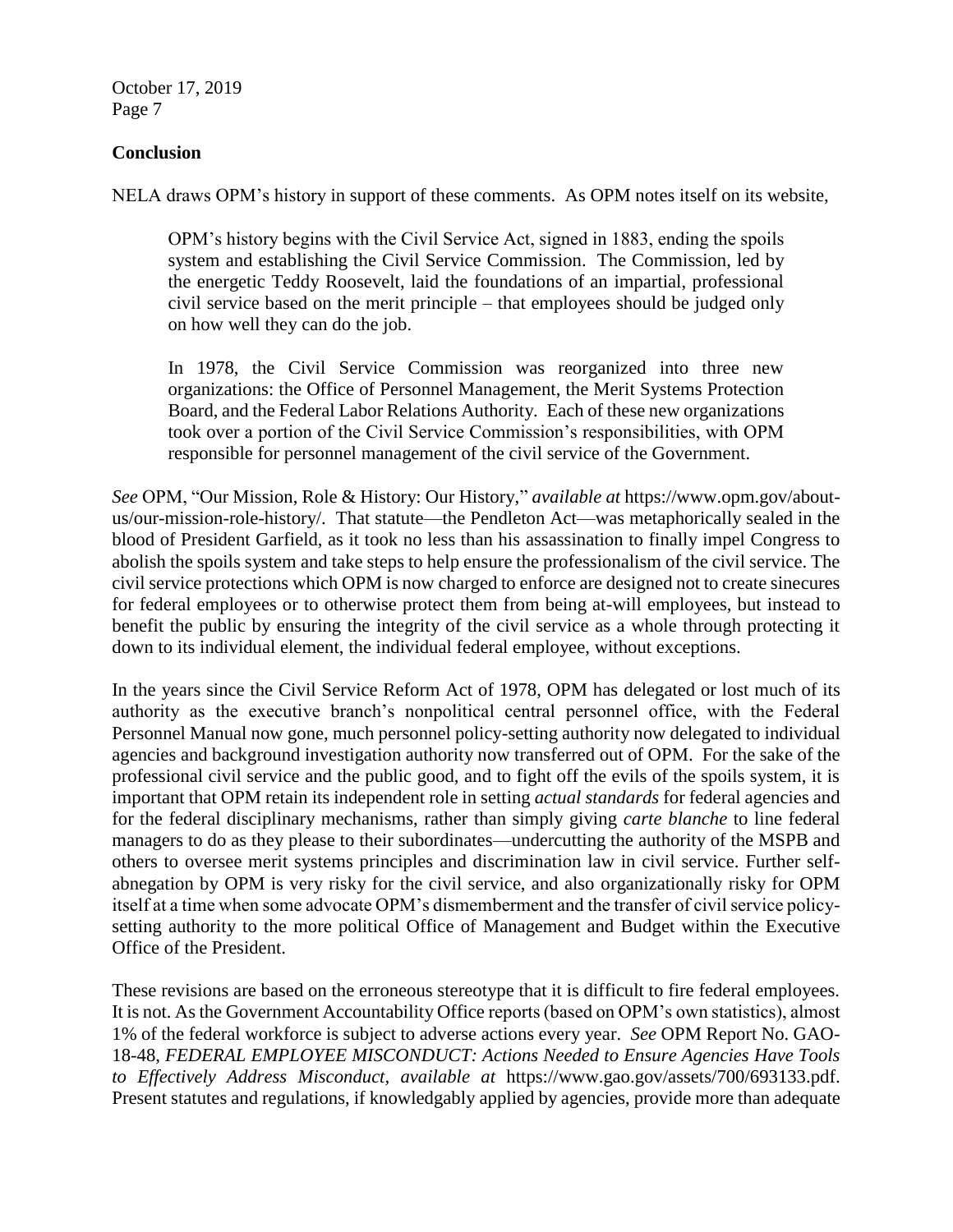## Conclusion

NELA draws OPM's history in support of these comments. As OPM notes itself on its website,

> OPM's history begins with the Civil Service Act, signed in 1883, ending the spoils system and establishing the Civil Service Commission. The Commission, led by the energetic Teddy Roosevelt, laid the foundations of an impartial, professional civil service based on the merit principle – that employees should be judged only on how well they can do the job.
>
> In 1978, the Civil Service Commission was reorganized into three new organizations: the Office of Personnel Management, the Merit Systems Protection Board, and the Federal Labor Relations Authority. Each of these new organizations took over a portion of the Civil Service Commission's responsibilities, with OPM responsible for personnel management of the civil service of the Government.

*See* OPM, "Our Mission, Role & History: Our History," *available at* https://www.opm.gov/about-us/our-mission-role-history/. That statute—the Pendleton Act—was metaphorically sealed in the blood of President Garfield, as it took no less than his assassination to finally impel Congress to abolish the spoils system and take steps to help ensure the professionalism of the civil service. The civil service protections which OPM is now charged to enforce are designed not to create sinecures for federal employees or to otherwise protect them from being at-will employees, but instead to benefit the public by ensuring the integrity of the civil service as a whole through protecting it down to its individual element, the individual federal employee, without exceptions.

In the years since the Civil Service Reform Act of 1978, OPM has delegated or lost much of its authority as the executive branch's nonpolitical central personnel office, with the Federal Personnel Manual now gone, much personnel policy-setting authority now delegated to individual agencies and background investigation authority now transferred out of OPM. For the sake of the professional civil service and the public good, and to fight off the evils of the spoils system, it is important that OPM retain its independent role in setting *actual standards* for federal agencies and for the federal disciplinary mechanisms, rather than simply giving *carte blanche* to line federal managers to do as they please to their subordinates—undercutting the authority of the MSPB and others to oversee merit systems principles and discrimination law in civil service. Further self-abnegation by OPM is very risky for the civil service, and also organizationally risky for OPM itself at a time when some advocate OPM's dismemberment and the transfer of civil service policy-setting authority to the more political Office of Management and Budget within the Executive Office of the President.

These revisions are based on the erroneous stereotype that it is difficult to fire federal employees. It is not. As the Government Accountability Office reports (based on OPM's own statistics), almost 1% of the federal workforce is subject to adverse actions every year. *See* OPM Report No. GAO-18-48, *FEDERAL EMPLOYEE MISCONDUCT: Actions Needed to Ensure Agencies Have Tools to Effectively Address Misconduct, available at* https://www.gao.gov/assets/700/693133.pdf. Present statutes and regulations, if knowledgably applied by agencies, provide more than adequate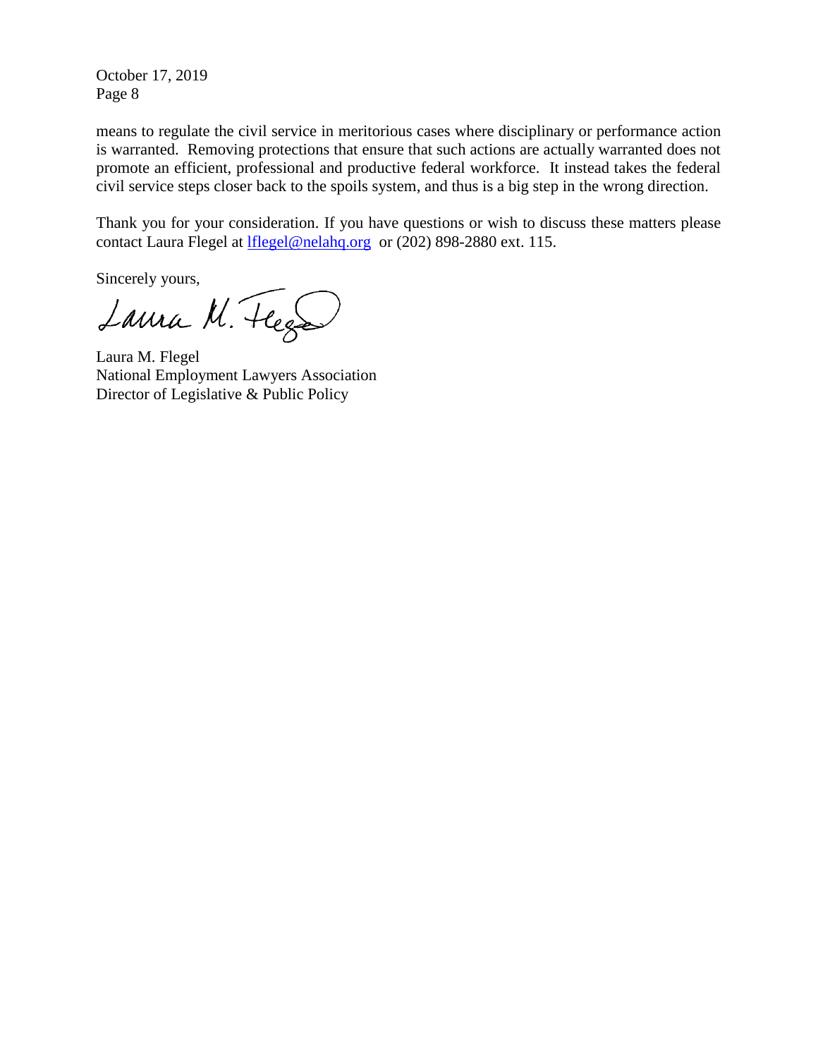means to regulate the civil service in meritorious cases where disciplinary or performance action is warranted. Removing protections that ensure that such actions are actually warranted does not promote an efficient, professional and productive federal workforce. It instead takes the federal civil service steps closer back to the spoils system, and thus is a big step in the wrong direction.

Thank you for your consideration. If you have questions or wish to discuss these matters please contact Laura Flegel at [lflegel@nelahq.org](mailto:lflegel@nelahq.org) or (202) 898-2880 ext. 115.

Sincerely yours,

Laura M. Flegel
National Employment Lawyers Association
Director of Legislative & Public Policy